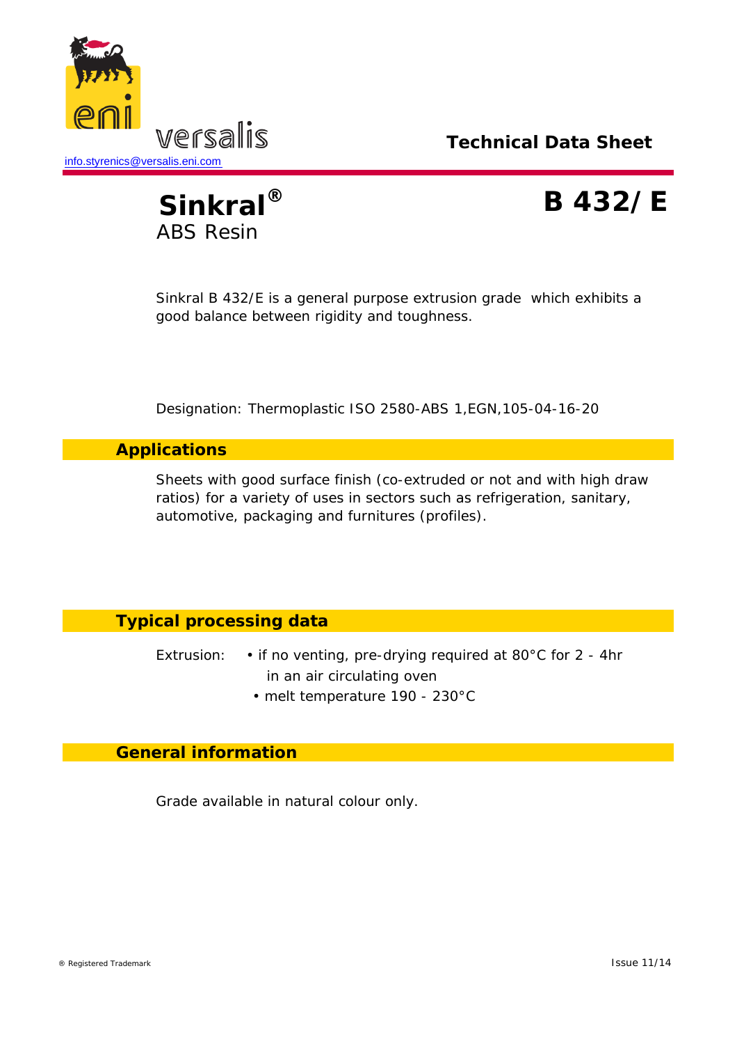info.styrenics@versalis.eni.com

**Technical Data Sheet**

# Sinkral® B 432/E

ABS Resin

Sinkral B 432/E is a general purpose extrusion grade which exhibits a good balance between rigidity and toughness.

Designation: Thermoplastic ISO 2580-ABS 1,EGN,105-04-16-20

## Applications

Sheets with good surface finish (co-extruded or not and with high draw ratios) for a variety of uses in sectors such as refrigeration, sanitary, automotive, packaging and furnitures (profiles).

## Typical processing data

Extrusion:
- if no venting, pre-drying required at 80°C for 2 - 4hr in an air circulating oven
- melt temperature 190 - 230°C

## General information

Grade available in natural colour only.

® Registered Trademark

Issue 11/14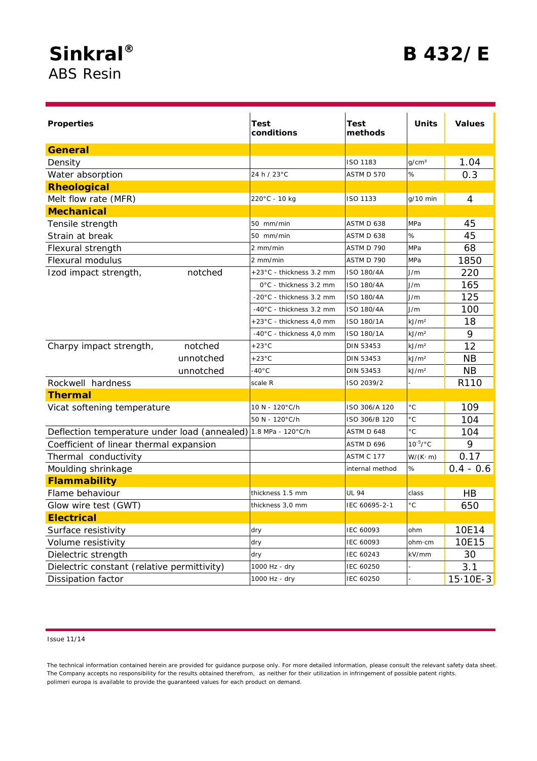# Sinkral®
## ABS Resin

# B 432/E

| Properties | | Test conditions | Test methods | Units | Values |
|---|---|---|---|---|---|
| **General** | | | | | |
| Density | | | ISO 1183 | g/cm³ | 1.04 |
| Water absorption | | 24 h / 23°C | ASTM D 570 | % | 0.3 |
| **Rheological** | | | | | |
| Melt flow rate (MFR) | | 220°C - 10 kg | ISO 1133 | g/10 min | 4 |
| **Mechanical** | | | | | |
| Tensile strength | | 50 mm/min | ASTM D 638 | MPa | 45 |
| Strain at break | | 50 mm/min | ASTM D 638 | % | 45 |
| Flexural strength | | 2 mm/min | ASTM D 790 | MPa | 68 |
| Flexural modulus | | 2 mm/min | ASTM D 790 | MPa | 1850 |
| Izod impact strength, | notched | +23°C - thickness 3.2 mm | ISO 180/4A | J/m | 220 |
| | | 0°C - thickness 3.2 mm | ISO 180/4A | J/m | 165 |
| | | -20°C - thickness 3.2 mm | ISO 180/4A | J/m | 125 |
| | | -40°C - thickness 3.2 mm | ISO 180/4A | J/m | 100 |
| | | +23°C - thickness 4,0 mm | ISO 180/1A | kJ/m² | 18 |
| | | -40°C - thickness 4,0 mm | ISO 180/1A | kJ/m² | 9 |
| Charpy impact strength, | notched | +23°C | DIN 53453 | kJ/m² | 12 |
| | unnotched | +23°C | DIN 53453 | kJ/m² | NB |
| | unnotched | -40°C | DIN 53453 | kJ/m² | NB |
| Rockwell hardness | | scale R | ISO 2039/2 | - | R110 |
| **Thermal** | | | | | |
| Vicat softening temperature | | 10 N - 120°C/h | ISO 306/A 120 | °C | 109 |
| | | 50 N - 120°C/h | ISO 306/B 120 | °C | 104 |
| Deflection temperature under load (annealed) | | 1.8 MPa - 120°C/h | ASTM D 648 | °C | 104 |
| Coefficient of linear thermal expansion | | | ASTM D 696 | $10^{-5}$/°C | 9 |
| Thermal conductivity | | | ASTM C 177 | W/(K· m) | 0.17 |
| Moulding shrinkage | | | internal method | % | 0.4 - 0.6 |
| **Flammability** | | | | | |
| Flame behaviour | | thickness 1.5 mm | UL 94 | class | HB |
| Glow wire test (GWT) | | thickness 3,0 mm | IEC 60695-2-1 | °C | 650 |
| **Electrical** | | | | | |
| Surface resistivity | | dry | IEC 60093 | ohm | 10E14 |
| Volume resistivity | | dry | IEC 60093 | ohm·cm | 10E15 |
| Dielectric strength | | dry | IEC 60243 | kV/mm | 30 |
| Dielectric constant (relative permittivity) | | 1000 Hz - dry | IEC 60250 | - | 3.1 |
| Dissipation factor | | 1000 Hz - dry | IEC 60250 | - | 15·10E-3 |

Issue 11/14

The technical information contained herein are provided for guidance purpose only. For more detailed information, please consult the relevant safety data sheet.
The Company accepts no responsibility for the results obtained therefrom, as neither for their utilization in infringement of possible patent rights.
polimeri europa is available to provide the guaranteed values for each product on demand.